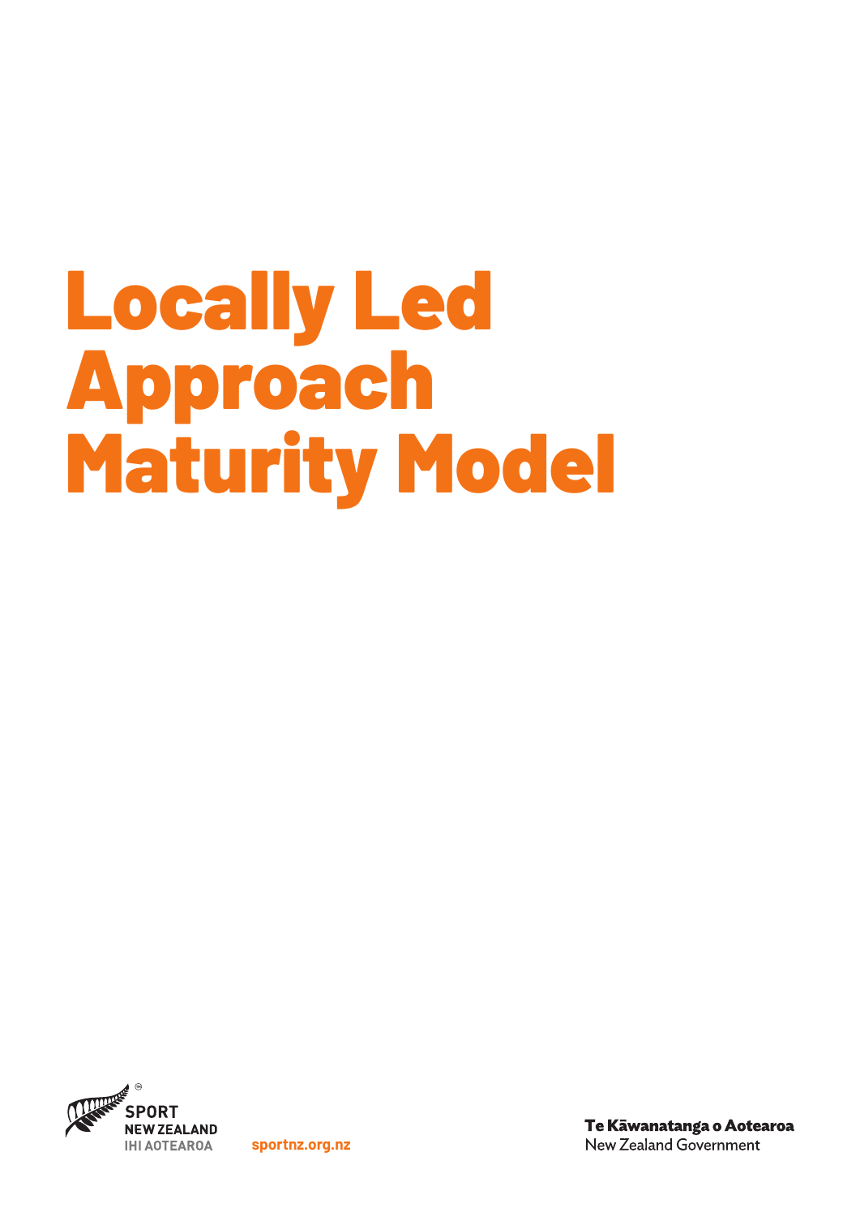# Locally Led Approach Maturity Model

SPORT NEW ZEALAND
IHI AOTEAROA

sportnz.org.nz

Te Kāwanatanga o Aotearoa
New Zealand Government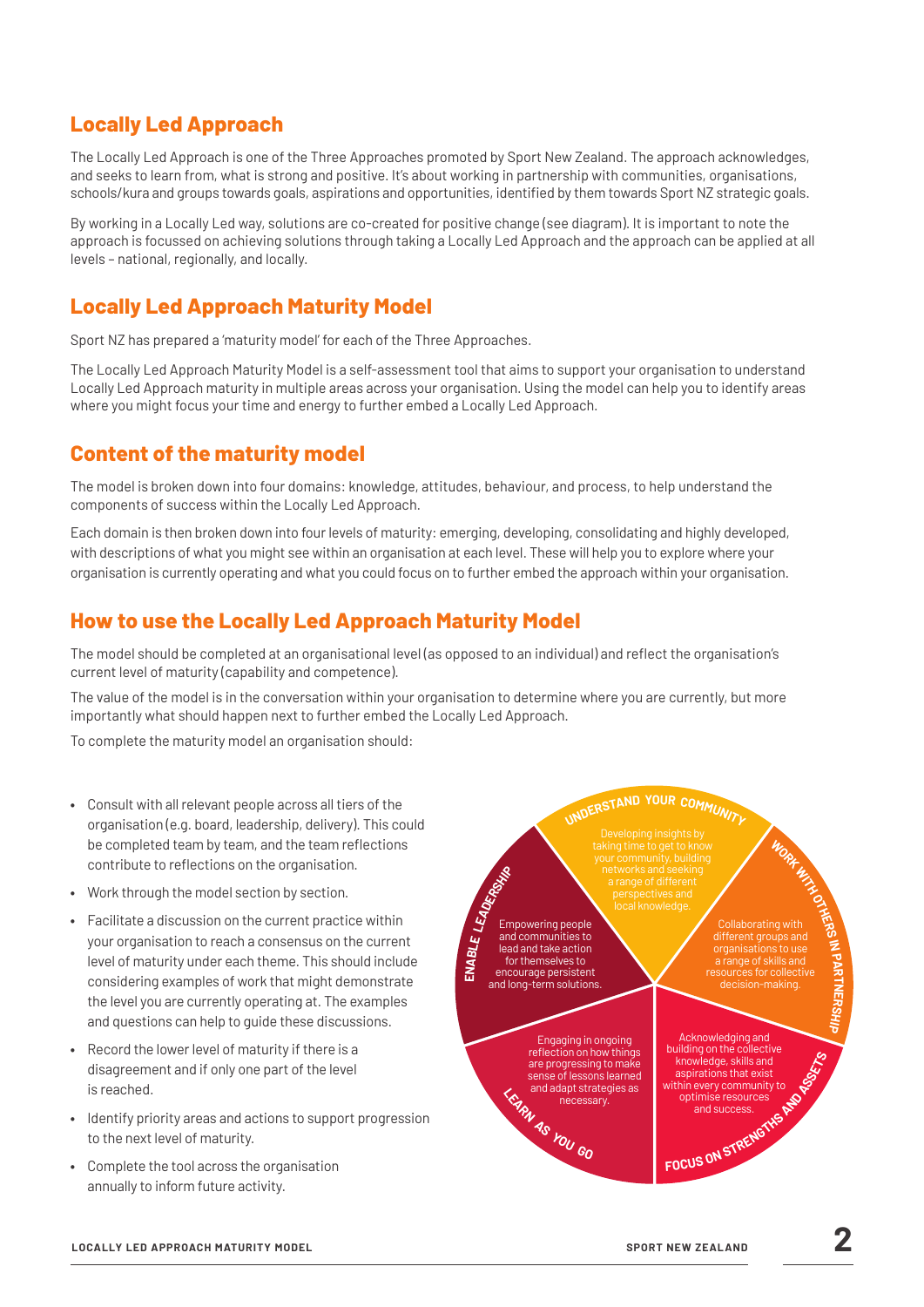## Locally Led Approach

The Locally Led Approach is one of the Three Approaches promoted by Sport New Zealand. The approach acknowledges, and seeks to learn from, what is strong and positive. It's about working in partnership with communities, organisations, schools/kura and groups towards goals, aspirations and opportunities, identified by them towards Sport NZ strategic goals.

By working in a Locally Led way, solutions are co-created for positive change (see diagram). It is important to note the approach is focussed on achieving solutions through taking a Locally Led Approach and the approach can be applied at all levels – national, regionally, and locally.

## Locally Led Approach Maturity Model

Sport NZ has prepared a 'maturity model' for each of the Three Approaches.

The Locally Led Approach Maturity Model is a self-assessment tool that aims to support your organisation to understand Locally Led Approach maturity in multiple areas across your organisation. Using the model can help you to identify areas where you might focus your time and energy to further embed a Locally Led Approach.

## Content of the maturity model

The model is broken down into four domains: knowledge, attitudes, behaviour, and process, to help understand the components of success within the Locally Led Approach.

Each domain is then broken down into four levels of maturity: emerging, developing, consolidating and highly developed, with descriptions of what you might see within an organisation at each level. These will help you to explore where your organisation is currently operating and what you could focus on to further embed the approach within your organisation.

## How to use the Locally Led Approach Maturity Model

The model should be completed at an organisational level (as opposed to an individual) and reflect the organisation's current level of maturity (capability and competence).

The value of the model is in the conversation within your organisation to determine where you are currently, but more importantly what should happen next to further embed the Locally Led Approach.

To complete the maturity model an organisation should:

- Consult with all relevant people across all tiers of the organisation (e.g. board, leadership, delivery). This could be completed team by team, and the team reflections contribute to reflections on the organisation.
- Work through the model section by section.
- Facilitate a discussion on the current practice within your organisation to reach a consensus on the current level of maturity under each theme. This should include considering examples of work that might demonstrate the level you are currently operating at. The examples and questions can help to guide these discussions.
- Record the lower level of maturity if there is a disagreement and if only one part of the level is reached.
- Identify priority areas and actions to support progression to the next level of maturity.
- Complete the tool across the organisation annually to inform future activity.

**UNDERSTAND YOUR COMMUNITY**
Developing insights by taking time to get to know your community, building networks and seeking a range of different perspectives and local knowledge.

**WORK WITH OTHERS IN PARTNERSHIP**
Collaborating with different groups and organisations to use a range of skills and resources for collective decision-making.

**FOCUS ON STRENGTHS AND ASSETS**
Acknowledging and building on the collective knowledge, skills and aspirations that exist within every community to optimise resources and success.

**LEARN AS YOU GO**
Engaging in ongoing reflection on how things are progressing to make sense of lessons learned and adapt strategies as necessary.

**ENABLE LEADERSHIP**
Empowering people and communities to lead and take action for themselves to encourage persistent and long-term solutions.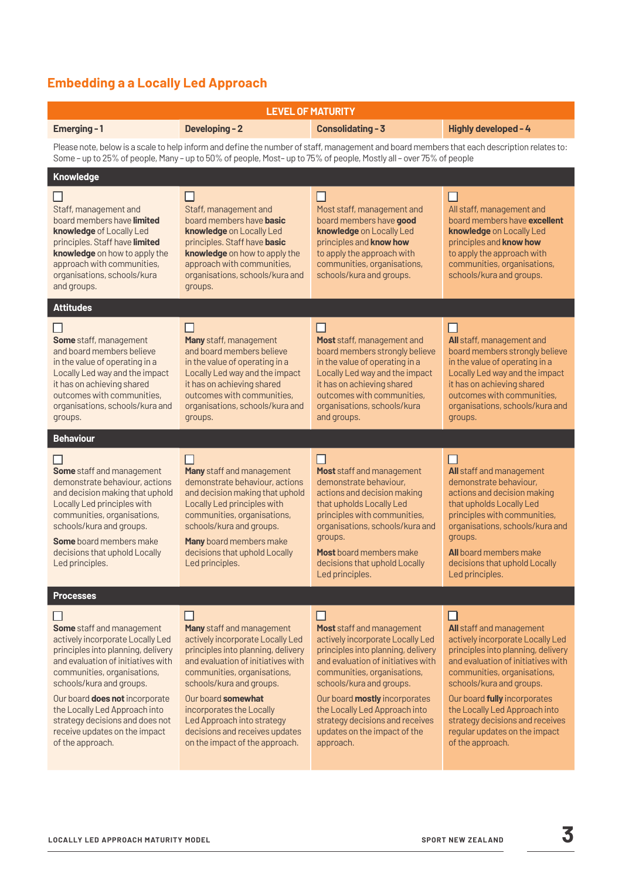## Embedding a a Locally Led Approach

| LEVEL OF MATURITY | | | |
|---|---|---|---|
| **Emerging - 1** | **Developing - 2** | **Consolidating - 3** | **Highly developed - 4** |
| Please note, below is a scale to help inform and define the number of staff, management and board members that each description relates to: Some – up to 25% of people, Many – up to 50% of people, Most– up to 75% of people, Mostly all – over 75% of people | | | |
| **Knowledge** | | | |
| ☐ Staff, management and board members have **limited knowledge** of Locally Led principles. Staff have **limited knowledge** on how to apply the approach with communities, organisations, schools/kura and groups. | ☐ Staff, management and board members have **basic knowledge** on Locally Led principles. Staff have **basic knowledge** on how to apply the approach with communities, organisations, schools/kura and groups. | ☐ Most staff, management and board members have **good knowledge** on Locally Led principles and **know how** to apply the approach with communities, organisations, schools/kura and groups. | ☐ All staff, management and board members have **excellent knowledge** on Locally Led principles and **know how** to apply the approach with communities, organisations, schools/kura and groups. |
| **Attitudes** | | | |
| ☐ **Some** staff, management and board members believe in the value of operating in a Locally Led way and the impact it has on achieving shared outcomes with communities, organisations, schools/kura and groups. | ☐ **Many** staff, management and board members believe in the value of operating in a Locally Led way and the impact it has on achieving shared outcomes with communities, organisations, schools/kura and groups. | ☐ **Most** staff, management and board members strongly believe in the value of operating in a Locally Led way and the impact it has on achieving shared outcomes with communities, organisations, schools/kura and groups. | ☐ **All** staff, management and board members strongly believe in the value of operating in a Locally Led way and the impact it has on achieving shared outcomes with communities, organisations, schools/kura and groups. |
| **Behaviour** | | | |
| ☐ **Some** staff and management demonstrate behaviour, actions and decision making that uphold Locally Led principles with communities, organisations, schools/kura and groups. **Some** board members make decisions that uphold Locally Led principles. | ☐ **Many** staff and management demonstrate behaviour, actions and decision making that uphold Locally Led principles with communities, organisations, schools/kura and groups. **Many** board members make decisions that uphold Locally Led principles. | ☐ **Most** staff and management demonstrate behaviour, actions and decision making that upholds Locally Led principles with communities, organisations, schools/kura and groups. **Most** board members make decisions that uphold Locally Led principles. | ☐ **All** staff and management demonstrate behaviour, actions and decision making that upholds Locally Led principles with communities, organisations, schools/kura and groups. **All** board members make decisions that uphold Locally Led principles. |
| **Processes** | | | |
| ☐ **Some** staff and management actively incorporate Locally Led principles into planning, delivery and evaluation of initiatives with communities, organisations, schools/kura and groups. Our board **does not** incorporate the Locally Led Approach into strategy decisions and does not receive updates on the impact of the approach. | ☐ **Many** staff and management actively incorporate Locally Led principles into planning, delivery and evaluation of initiatives with communities, organisations, schools/kura and groups. Our board **somewhat** incorporates the Locally Led Approach into strategy decisions and receives updates on the impact of the approach. | ☐ **Most** staff and management actively incorporate Locally Led principles into planning, delivery and evaluation of initiatives with communities, organisations, schools/kura and groups. Our board **mostly** incorporates the Locally Led Approach into strategy decisions and receives updates on the impact of the approach. | ☐ **All** staff and management actively incorporate Locally Led principles into planning, delivery and evaluation of initiatives with communities, organisations, schools/kura and groups. Our board **fully** incorporates the Locally Led Approach into strategy decisions and receives regular updates on the impact of the approach. |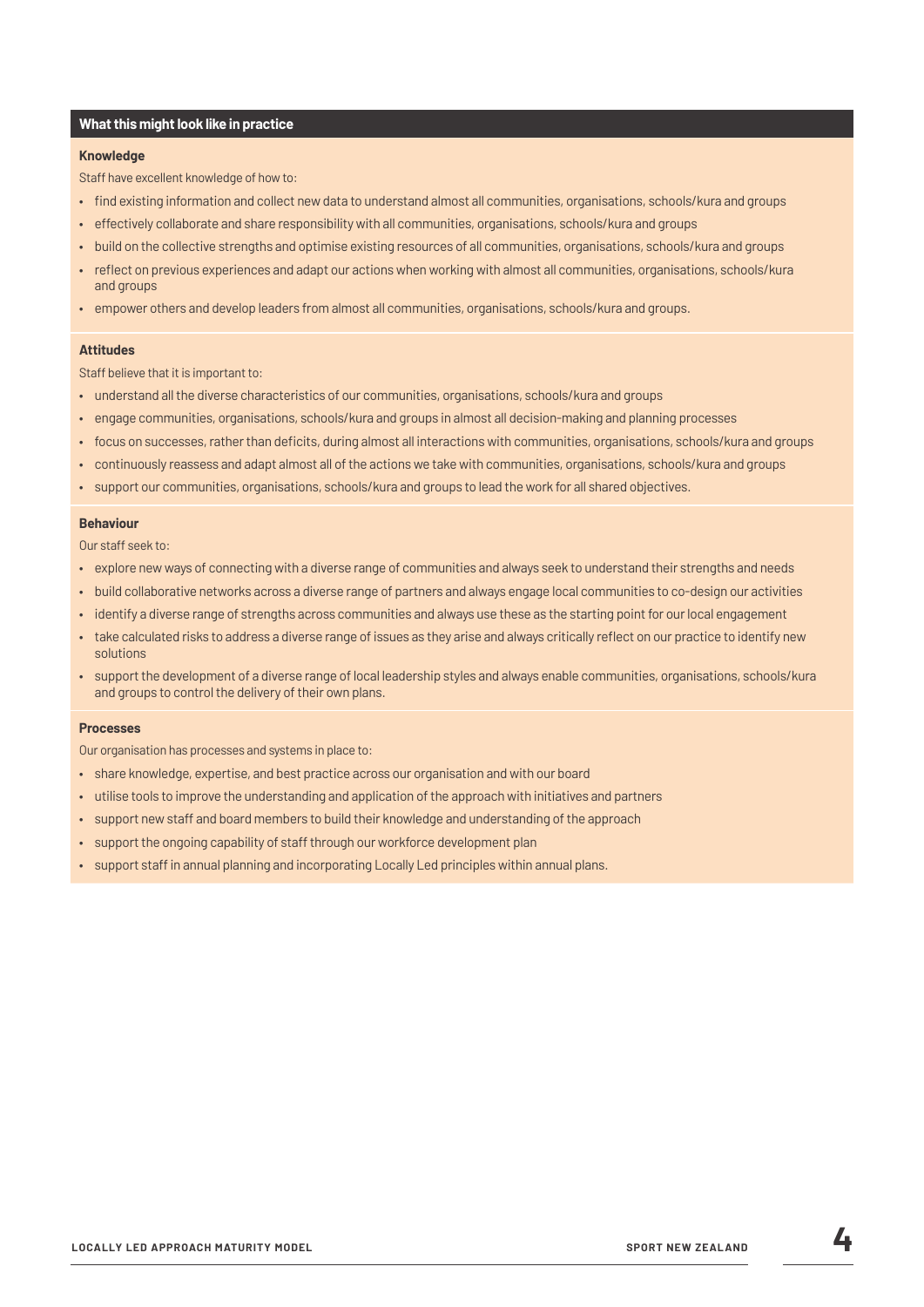## What this might look like in practice

### Knowledge

Staff have excellent knowledge of how to:

- find existing information and collect new data to understand almost all communities, organisations, schools/kura and groups
- effectively collaborate and share responsibility with all communities, organisations, schools/kura and groups
- build on the collective strengths and optimise existing resources of all communities, organisations, schools/kura and groups
- reflect on previous experiences and adapt our actions when working with almost all communities, organisations, schools/kura and groups
- empower others and develop leaders from almost all communities, organisations, schools/kura and groups.

### Attitudes

Staff believe that it is important to:

- understand all the diverse characteristics of our communities, organisations, schools/kura and groups
- engage communities, organisations, schools/kura and groups in almost all decision-making and planning processes
- focus on successes, rather than deficits, during almost all interactions with communities, organisations, schools/kura and groups
- continuously reassess and adapt almost all of the actions we take with communities, organisations, schools/kura and groups
- support our communities, organisations, schools/kura and groups to lead the work for all shared objectives.

### Behaviour

Our staff seek to:

- explore new ways of connecting with a diverse range of communities and always seek to understand their strengths and needs
- build collaborative networks across a diverse range of partners and always engage local communities to co-design our activities
- identify a diverse range of strengths across communities and always use these as the starting point for our local engagement
- take calculated risks to address a diverse range of issues as they arise and always critically reflect on our practice to identify new solutions
- support the development of a diverse range of local leadership styles and always enable communities, organisations, schools/kura and groups to control the delivery of their own plans.

### Processes

Our organisation has processes and systems in place to:

- share knowledge, expertise, and best practice across our organisation and with our board
- utilise tools to improve the understanding and application of the approach with initiatives and partners
- support new staff and board members to build their knowledge and understanding of the approach
- support the ongoing capability of staff through our workforce development plan
- support staff in annual planning and incorporating Locally Led principles within annual plans.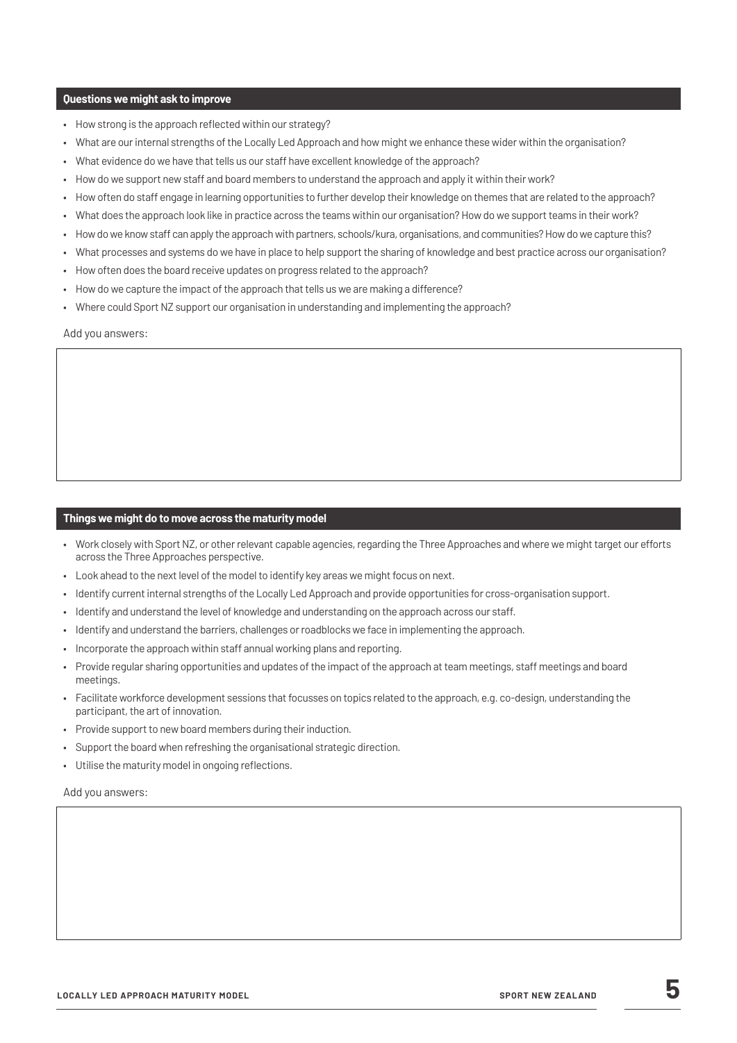## Questions we might ask to improve

- How strong is the approach reflected within our strategy?
- What are our internal strengths of the Locally Led Approach and how might we enhance these wider within the organisation?
- What evidence do we have that tells us our staff have excellent knowledge of the approach?
- How do we support new staff and board members to understand the approach and apply it within their work?
- How often do staff engage in learning opportunities to further develop their knowledge on themes that are related to the approach?
- What does the approach look like in practice across the teams within our organisation? How do we support teams in their work?
- How do we know staff can apply the approach with partners, schools/kura, organisations, and communities? How do we capture this?
- What processes and systems do we have in place to help support the sharing of knowledge and best practice across our organisation?
- How often does the board receive updates on progress related to the approach?
- How do we capture the impact of the approach that tells us we are making a difference?
- Where could Sport NZ support our organisation in understanding and implementing the approach?

Add you answers:

## Things we might do to move across the maturity model

- Work closely with Sport NZ, or other relevant capable agencies, regarding the Three Approaches and where we might target our efforts across the Three Approaches perspective.
- Look ahead to the next level of the model to identify key areas we might focus on next.
- Identify current internal strengths of the Locally Led Approach and provide opportunities for cross-organisation support.
- Identify and understand the level of knowledge and understanding on the approach across our staff.
- Identify and understand the barriers, challenges or roadblocks we face in implementing the approach.
- Incorporate the approach within staff annual working plans and reporting.
- Provide regular sharing opportunities and updates of the impact of the approach at team meetings, staff meetings and board meetings.
- Facilitate workforce development sessions that focusses on topics related to the approach, e.g. co-design, understanding the participant, the art of innovation.
- Provide support to new board members during their induction.
- Support the board when refreshing the organisational strategic direction.
- Utilise the maturity model in ongoing reflections.

Add you answers: